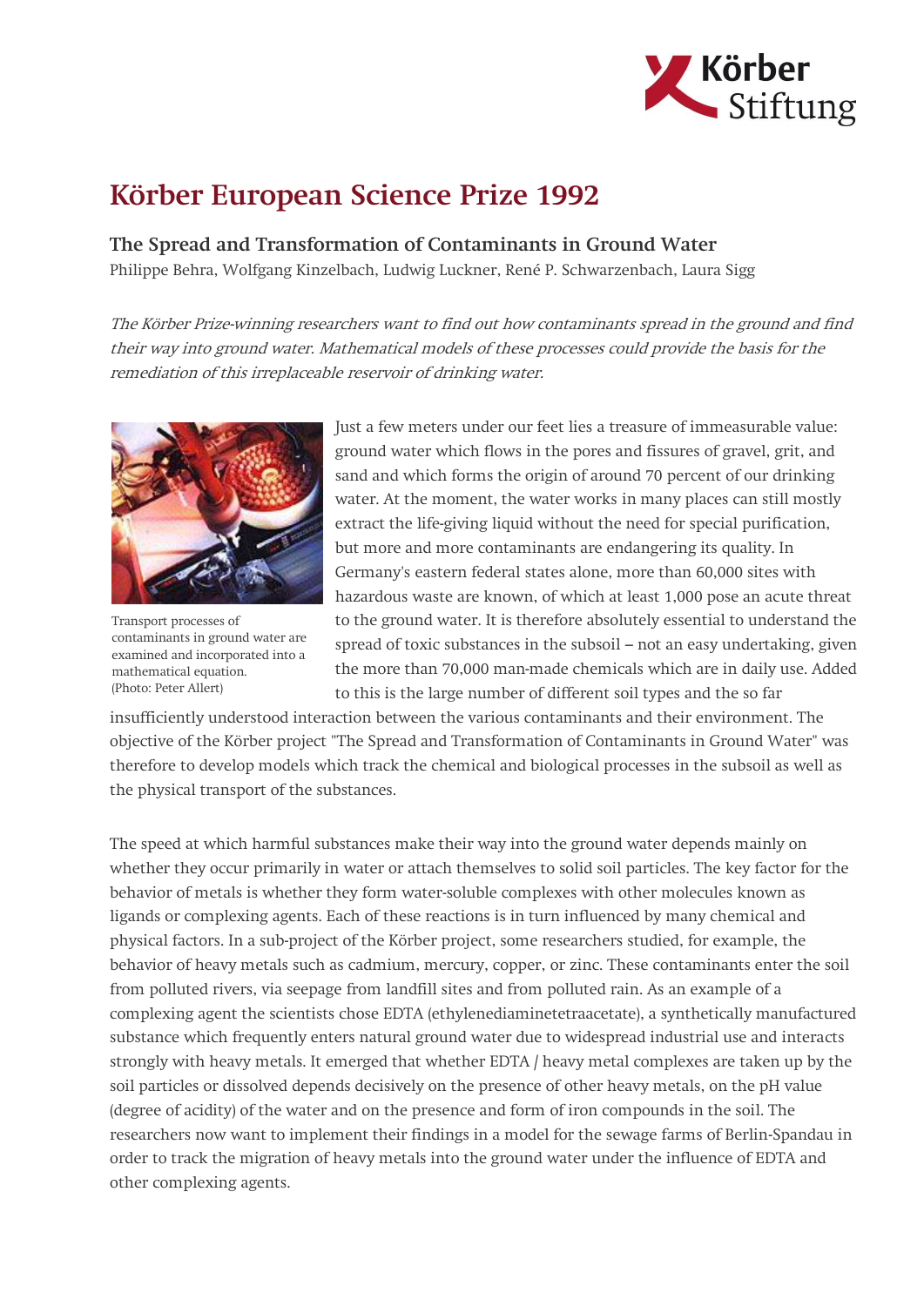# Körber European Science Prize 1992

### The Spread and Transformation of Contaminants in Ground Water

Philippe Behra, Wolfgang Kinzelbach, Ludwig Luckner, René P. Schwarzenbach, Laura Sigg

*The Körber Prize-winning researchers want to find out how contaminants spread in the ground and find their way into ground water. Mathematical models of these processes could provide the basis for the remediation of this irreplaceable reservoir of drinking water.*

Transport processes of contaminants in ground water are examined and incorporated into a mathematical equation. (Photo: Peter Allert)

Just a few meters under our feet lies a treasure of immeasurable value: ground water which flows in the pores and fissures of gravel, grit, and sand and which forms the origin of around 70 percent of our drinking water. At the moment, the water works in many places can still mostly extract the life-giving liquid without the need for special purification, but more and more contaminants are endangering its quality. In Germany's eastern federal states alone, more than 60,000 sites with hazardous waste are known, of which at least 1,000 pose an acute threat to the ground water. It is therefore absolutely essential to understand the spread of toxic substances in the subsoil – not an easy undertaking, given the more than 70,000 man-made chemicals which are in daily use. Added to this is the large number of different soil types and the so far insufficiently understood interaction between the various contaminants and their environment. The objective of the Körber project "The Spread and Transformation of Contaminants in Ground Water" was therefore to develop models which track the chemical and biological processes in the subsoil as well as the physical transport of the substances.

The speed at which harmful substances make their way into the ground water depends mainly on whether they occur primarily in water or attach themselves to solid soil particles. The key factor for the behavior of metals is whether they form water-soluble complexes with other molecules known as ligands or complexing agents. Each of these reactions is in turn influenced by many chemical and physical factors. In a sub-project of the Körber project, some researchers studied, for example, the behavior of heavy metals such as cadmium, mercury, copper, or zinc. These contaminants enter the soil from polluted rivers, via seepage from landfill sites and from polluted rain. As an example of a complexing agent the scientists chose EDTA (ethylenediaminetetraacetate), a synthetically manufactured substance which frequently enters natural ground water due to widespread industrial use and interacts strongly with heavy metals. It emerged that whether EDTA / heavy metal complexes are taken up by the soil particles or dissolved depends decisively on the presence of other heavy metals, on the pH value (degree of acidity) of the water and on the presence and form of iron compounds in the soil. The researchers now want to implement their findings in a model for the sewage farms of Berlin-Spandau in order to track the migration of heavy metals into the ground water under the influence of EDTA and other complexing agents.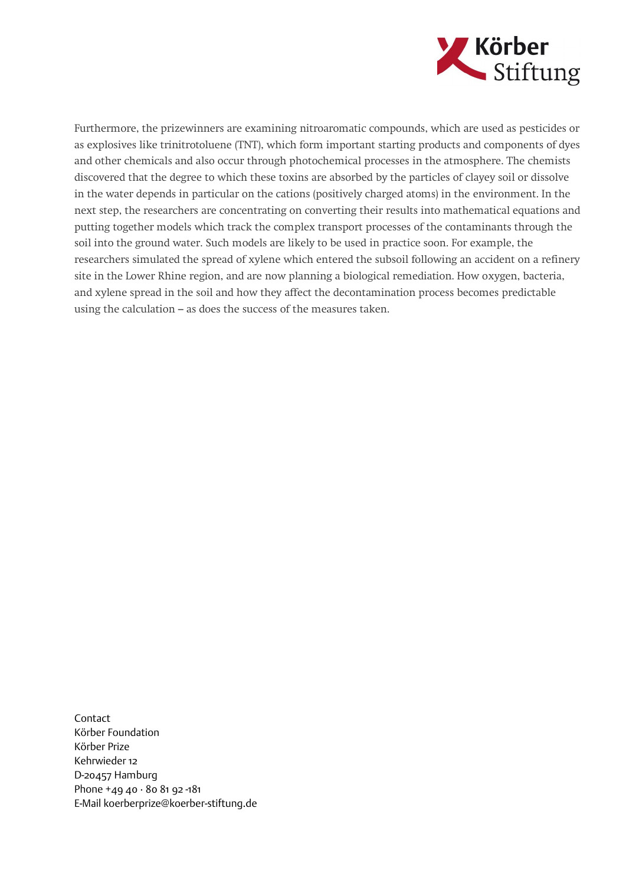Furthermore, the prizewinners are examining nitroaromatic compounds, which are used as pesticides or as explosives like trinitrotoluene (TNT), which form important starting products and components of dyes and other chemicals and also occur through photochemical processes in the atmosphere. The chemists discovered that the degree to which these toxins are absorbed by the particles of clayey soil or dissolve in the water depends in particular on the cations (positively charged atoms) in the environment. In the next step, the researchers are concentrating on converting their results into mathematical equations and putting together models which track the complex transport processes of the contaminants through the soil into the ground water. Such models are likely to be used in practice soon. For example, the researchers simulated the spread of xylene which entered the subsoil following an accident on a refinery site in the Lower Rhine region, and are now planning a biological remediation. How oxygen, bacteria, and xylene spread in the soil and how they affect the decontamination process becomes predictable using the calculation – as does the success of the measures taken.

Contact
Körber Foundation
Körber Prize
Kehrwieder 12
D-20457 Hamburg
Phone +49 40 · 80 81 92 -181
E-Mail koerberprize@koerber-stiftung.de